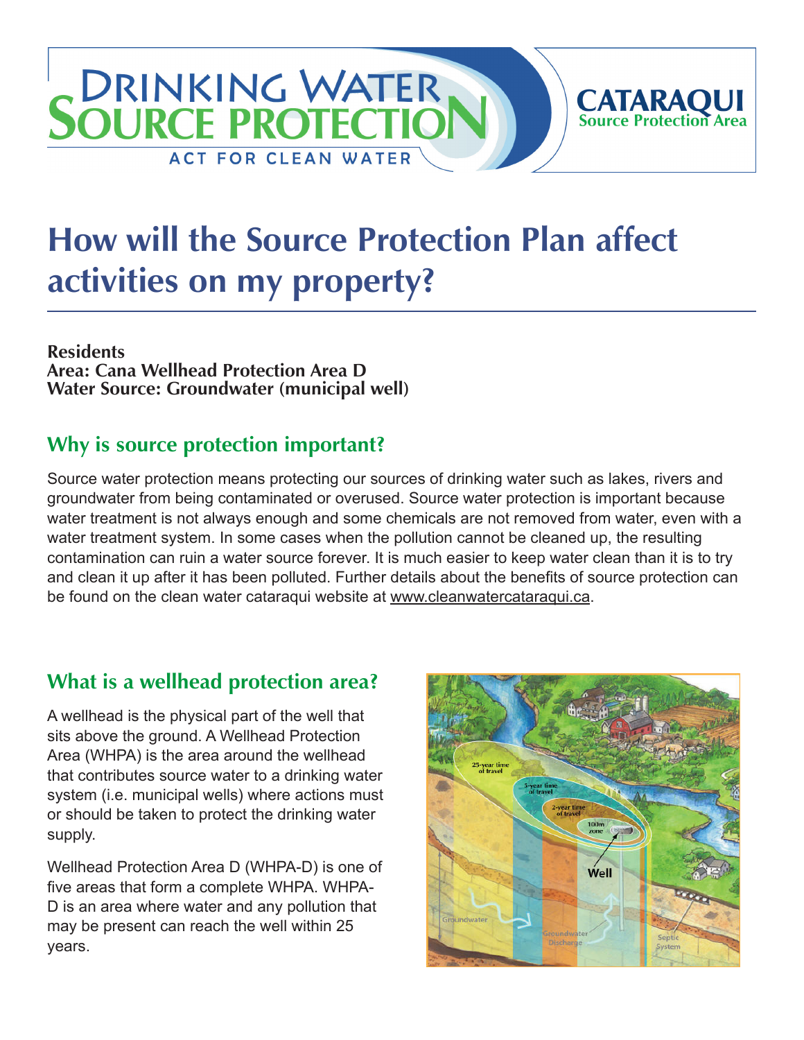# How will the Source Protection Plan affect activities on my property?

**Residents**
**Area: Cana Wellhead Protection Area D**
**Water Source: Groundwater (municipal well)**

## Why is source protection important?

Source water protection means protecting our sources of drinking water such as lakes, rivers and groundwater from being contaminated or overused. Source water protection is important because water treatment is not always enough and some chemicals are not removed from water, even with a water treatment system. In some cases when the pollution cannot be cleaned up, the resulting contamination can ruin a water source forever. It is much easier to keep water clean than it is to try and clean it up after it has been polluted. Further details about the benefits of source protection can be found on the clean water cataraqui website at www.cleanwatercataraqui.ca.

## What is a wellhead protection area?

A wellhead is the physical part of the well that sits above the ground. A Wellhead Protection Area (WHPA) is the area around the wellhead that contributes source water to a drinking water system (i.e. municipal wells) where actions must or should be taken to protect the drinking water supply.

Wellhead Protection Area D (WHPA-D) is one of five areas that form a complete WHPA. WHPA-D is an area where water and any pollution that may be present can reach the well within 25 years.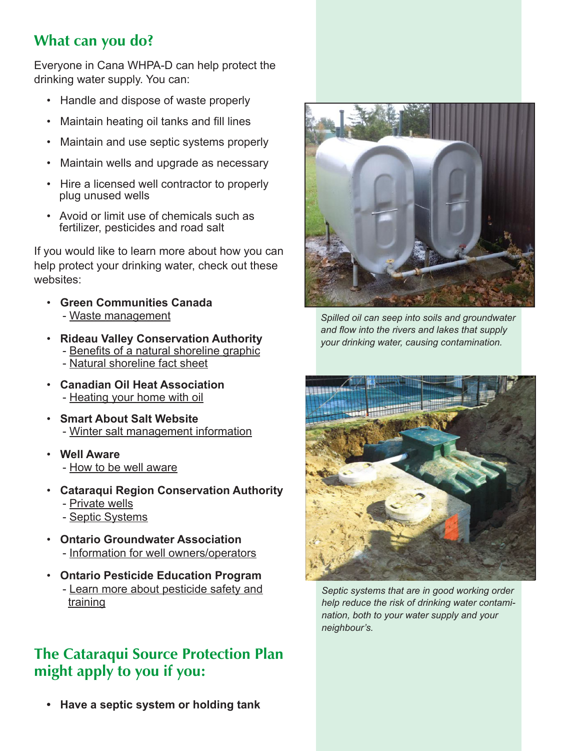## What can you do?

Everyone in Cana WHPA-D can help protect the drinking water supply. You can:

- Handle and dispose of waste properly
- Maintain heating oil tanks and fill lines
- Maintain and use septic systems properly
- Maintain wells and upgrade as necessary
- Hire a licensed well contractor to properly plug unused wells
- Avoid or limit use of chemicals such as fertilizer, pesticides and road salt

If you would like to learn more about how you can help protect your drinking water, check out these websites:

- **Green Communities Canada**
  - Waste management
- **Rideau Valley Conservation Authority**
  - Benefits of a natural shoreline graphic
  - Natural shoreline fact sheet
- **Canadian Oil Heat Association**
  - Heating your home with oil
- **Smart About Salt Website**
  - Winter salt management information
- **Well Aware**
  - How to be well aware
- **Cataraqui Region Conservation Authority**
  - Private wells
  - Septic Systems
- **Ontario Groundwater Association**
  - Information for well owners/operators
- **Ontario Pesticide Education Program**
  - Learn more about pesticide safety and training

*Spilled oil can seep into soils and groundwater and flow into the rivers and lakes that supply your drinking water, causing contamination.*

*Septic systems that are in good working order help reduce the risk of drinking water contamination, both to your water supply and your neighbour's.*

## The Cataraqui Source Protection Plan might apply to you if you:

- **Have a septic system or holding tank**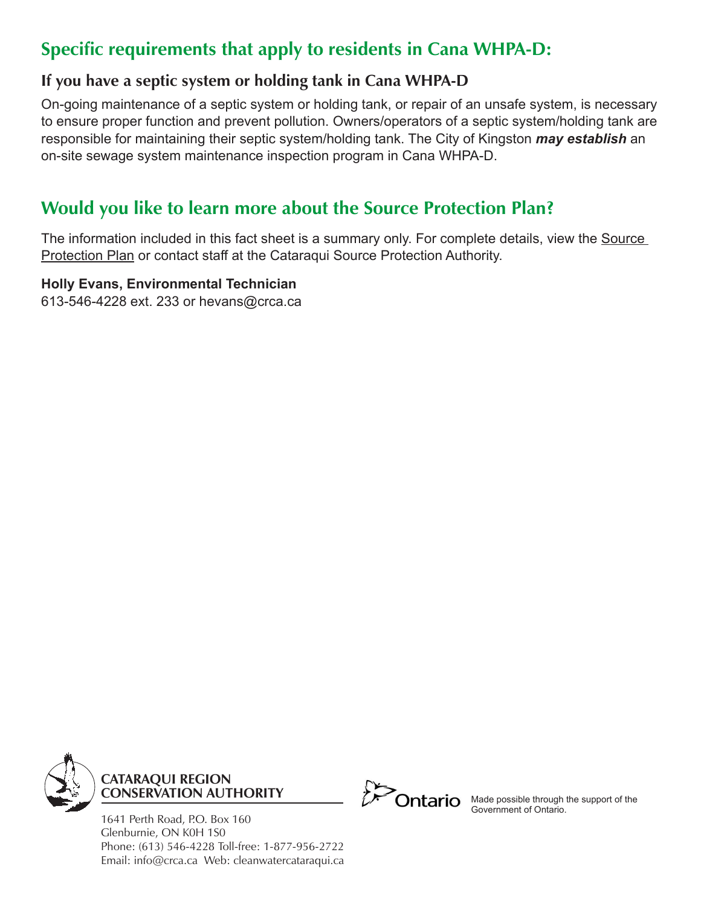## Specific requirements that apply to residents in Cana WHPA-D:

### If you have a septic system or holding tank in Cana WHPA-D

On-going maintenance of a septic system or holding tank, or repair of an unsafe system, is necessary to ensure proper function and prevent pollution. Owners/operators of a septic system/holding tank are responsible for maintaining their septic system/holding tank. The City of Kingston ***may establish*** an on-site sewage system maintenance inspection program in Cana WHPA-D.

## Would you like to learn more about the Source Protection Plan?

The information included in this fact sheet is a summary only. For complete details, view the Source Protection Plan or contact staff at the Cataraqui Source Protection Authority.

**Holly Evans, Environmental Technician**
613-546-4228 ext. 233 or hevans@crca.ca

**CATARAQUI REGION CONSERVATION AUTHORITY**

1641 Perth Road, P.O. Box 160
Glenburnie, ON K0H 1S0
Phone: (613) 546-4228 Toll-free: 1-877-956-2722
Email: info@crca.ca Web: cleanwatercataraqui.ca

Ontario

Made possible through the support of the Government of Ontario.